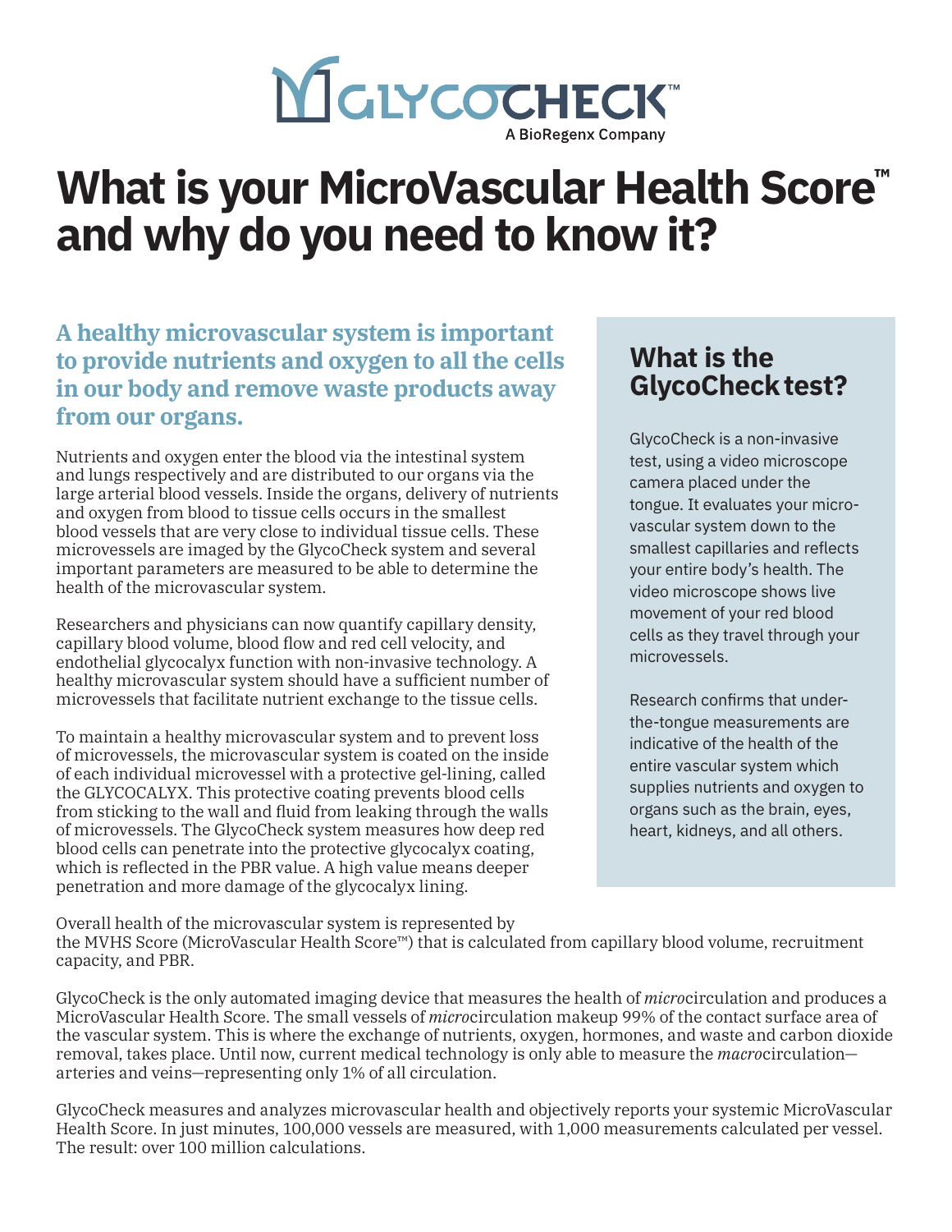# What is your MicroVascular Health Score™ and why do you need to know it?

### A healthy microvascular system is important to provide nutrients and oxygen to all the cells in our body and remove waste products away from our organs.

Nutrients and oxygen enter the blood via the intestinal system and lungs respectively and are distributed to our organs via the large arterial blood vessels. Inside the organs, delivery of nutrients and oxygen from blood to tissue cells occurs in the smallest blood vessels that are very close to individual tissue cells. These microvessels are imaged by the GlycoCheck system and several important parameters are measured to be able to determine the health of the microvascular system.

Researchers and physicians can now quantify capillary density, capillary blood volume, blood flow and red cell velocity, and endothelial glycocalyx function with non-invasive technology. A healthy microvascular system should have a sufficient number of microvessels that facilitate nutrient exchange to the tissue cells.

To maintain a healthy microvascular system and to prevent loss of microvessels, the microvascular system is coated on the inside of each individual microvessel with a protective gel-lining, called the GLYCOCALYX. This protective coating prevents blood cells from sticking to the wall and fluid from leaking through the walls of microvessels. The GlycoCheck system measures how deep red blood cells can penetrate into the protective glycocalyx coating, which is reflected in the PBR value. A high value means deeper penetration and more damage of the glycocalyx lining.

## What is the GlycoCheck test?

GlycoCheck is a non-invasive test, using a video microscope camera placed under the tongue. It evaluates your micro-vascular system down to the smallest capillaries and reflects your entire body's health. The video microscope shows live movement of your red blood cells as they travel through your microvessels.

Research confirms that under-the-tongue measurements are indicative of the health of the entire vascular system which supplies nutrients and oxygen to organs such as the brain, eyes, heart, kidneys, and all others.

Overall health of the microvascular system is represented by the MVHS Score (MicroVascular Health Score™) that is calculated from capillary blood volume, recruitment capacity, and PBR.

GlycoCheck is the only automated imaging device that measures the health of *micro*circulation and produces a MicroVascular Health Score. The small vessels of *micro*circulation makeup 99% of the contact surface area of the vascular system. This is where the exchange of nutrients, oxygen, hormones, and waste and carbon dioxide removal, takes place. Until now, current medical technology is only able to measure the *macro*circulation—arteries and veins—representing only 1% of all circulation.

GlycoCheck measures and analyzes microvascular health and objectively reports your systemic MicroVascular Health Score. In just minutes, 100,000 vessels are measured, with 1,000 measurements calculated per vessel. The result: over 100 million calculations.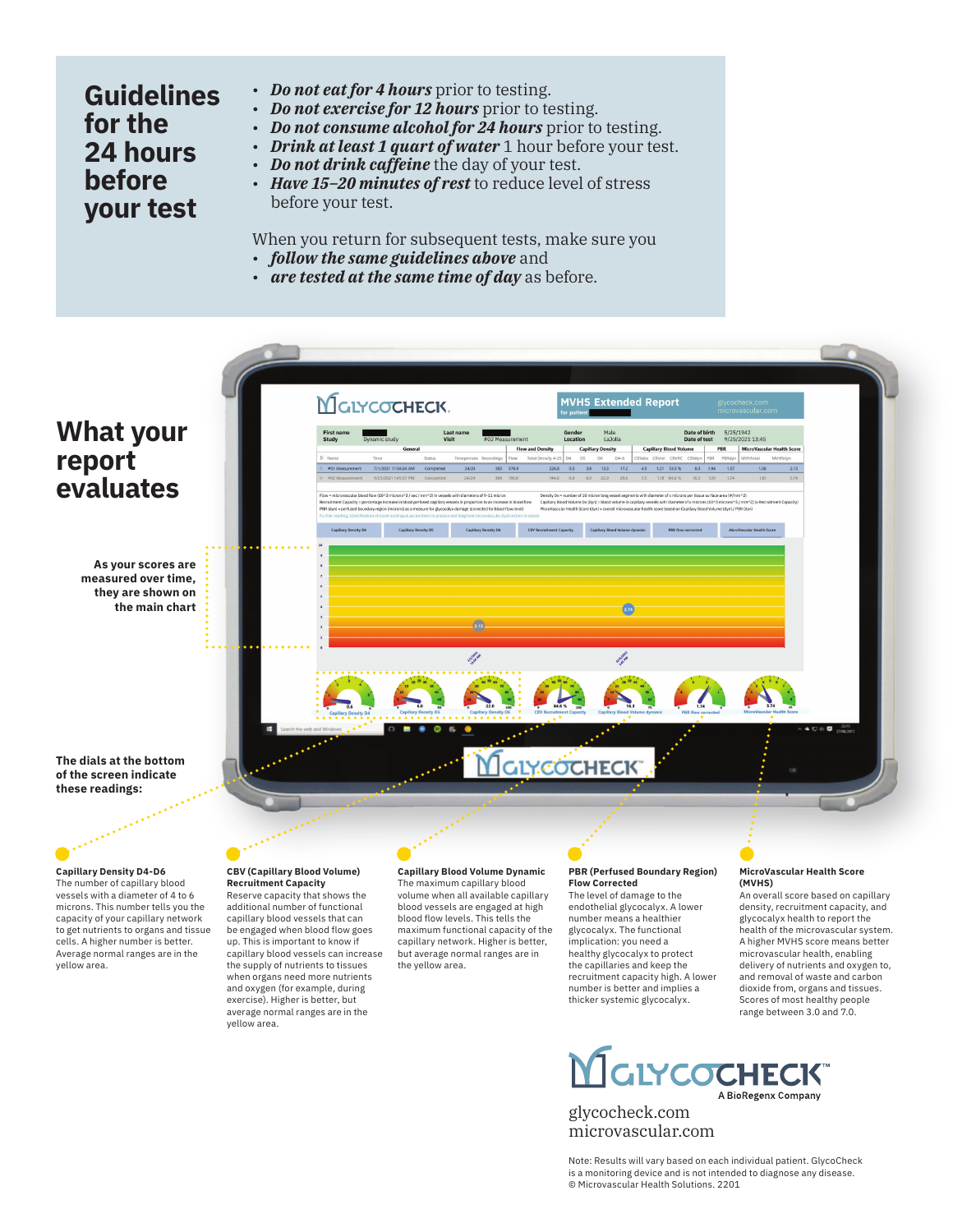## Guidelines for the 24 hours before your test

- ***Do not eat for 4 hours*** prior to testing.
- ***Do not exercise for 12 hours*** prior to testing.
- ***Do not consume alcohol for 24 hours*** prior to testing.
- ***Drink at least 1 quart of water*** 1 hour before your test.
- ***Do not drink caffeine*** the day of your test.
- ***Have 15–20 minutes of rest*** to reduce level of stress before your test.

When you return for subsequent tests, make sure you

- ***follow the same guidelines above*** and
- ***are tested at the same time of day*** as before.

## What your report evaluates

**As your scores are measured over time, they are shown on the main chart**

**The dials at the bottom of the screen indicate these readings:**

**Capillary Density D4-D6**
The number of capillary blood vessels with a diameter of 4 to 6 microns. This number tells you the capacity of your capillary network to get nutrients to organs and tissue cells. A higher number is better. Average normal ranges are in the yellow area.

**CBV (Capillary Blood Volume) Recruitment Capacity**
Reserve capacity that shows the additional number of functional capillary blood vessels that can be engaged when blood flow goes up. This is important to know if capillary blood vessels can increase the supply of nutrients to tissues when organs need more nutrients and oxygen (for example, during exercise). Higher is better, but average normal ranges are in the yellow area.

**Capillary Blood Volume Dynamic**
The maximum capillary blood volume when all available capillary blood vessels are engaged at high blood flow levels. This tells the maximum functional capacity of the capillary network. Higher is better, but average normal ranges are in the yellow area.

**PBR (Perfused Boundary Region) Flow Corrected**
The level of damage to the endothelial glycocalyx. A lower number means a healthier glycocalyx. The functional implication: you need a healthy glycocalyx to protect the capillaries and keep the recruitment capacity high. A lower number is better and implies a thicker systemic glycocalyx.

**MicroVascular Health Score (MVHS)**
An overall score based on capillary density, recruitment capacity, and glycocalyx health to report the health of the microvascular system. A higher MVHS score means better microvascular health, enabling delivery of nutrients and oxygen to, and removal of waste and carbon dioxide from, organs and tissues. Scores of most healthy people range between 3.0 and 7.0.

GLYCOCHECK™
A BioRegenx Company

glycocheck.com
microvascular.com

Note: Results will vary based on each individual patient. GlycoCheck is a monitoring device and is not intended to diagnose any disease.
© Microvascular Health Solutions. 2201